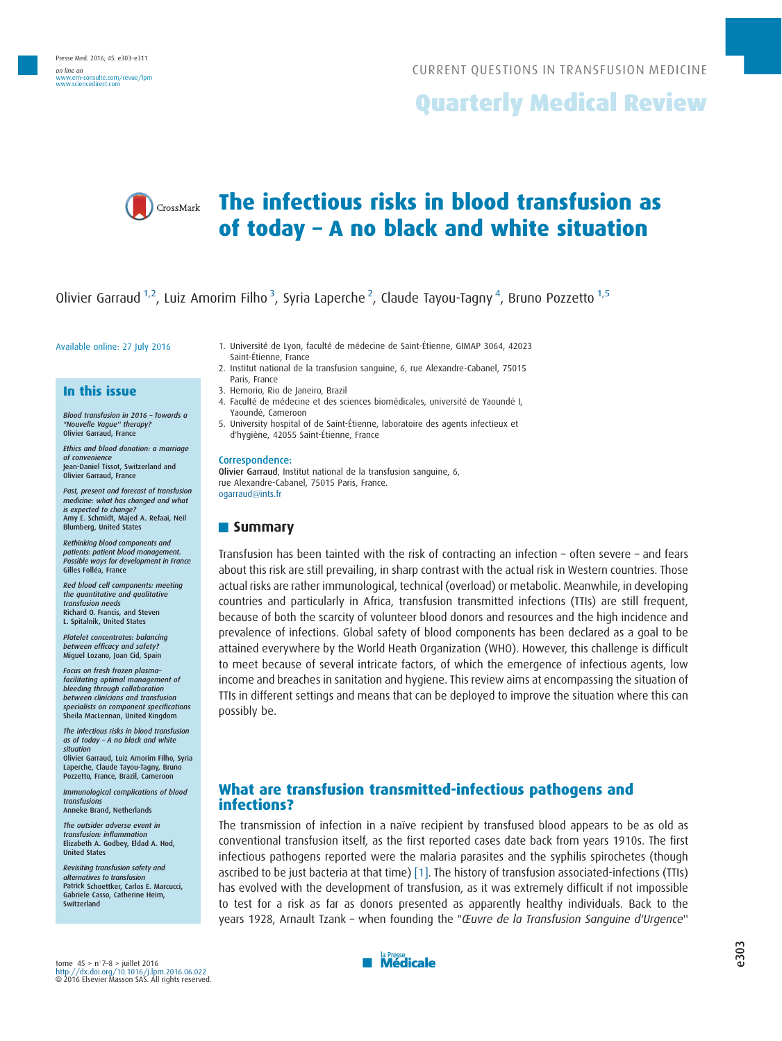# The infectious risks in blood transfusion as of today – A no black and white situation

Olivier Garraud [1,2], Luiz Amorim Filho [3], Syria Laperche [2], Claude Tayou-Tagny [4], Bruno Pozzetto [1,5]

Available online: 27 July 2016

1. Université de Lyon, faculté de médecine de Saint-Étienne, GIMAP 3064, 42023 Saint-Étienne, France
2. Institut national de la transfusion sanguine, 6, rue Alexandre-Cabanel, 75015 Paris, France
3. Hemorio, Rio de Janeiro, Brazil
4. Faculté de médecine et des sciences biomédicales, université de Yaoundé I, Yaoundé, Cameroon
5. University hospital of de Saint-Étienne, laboratoire des agents infectieux et d'hygiène, 42055 Saint-Étienne, France

**Correspondence:**
**Olivier Garraud**, Institut national de la transfusion sanguine, 6, rue Alexandre-Cabanel, 75015 Paris, France.
ogarraud@ints.fr

### In this issue

*Blood transfusion in 2016 – Towards a "Nouvelle Vague" therapy?*
Olivier Garraud, France

*Ethics and blood donation: a marriage of convenience*
Jean-Daniel Tissot, Switzerland and Olivier Garraud, France

*Past, present and forecast of transfusion medicine: what has changed and what is expected to change?*
Amy E. Schmidt, Majed A. Refaai, Neil Blumberg, United States

*Rethinking blood components and patients: patient blood management. Possible ways for development in France*
Gilles Folléa, France

*Red blood cell components: meeting the quantitative and qualitative transfusion needs*
Richard O. Francis, and Steven L. Spitalnik, United States

*Platelet concentrates: balancing between efficacy and safety?*
Miguel Lozano, Joan Cid, Spain

*Focus on fresh frozen plasma–facilitating optimal management of bleeding through collaboration between clinicians and transfusion specialists on component specifications*
Sheila MacLennan, United Kingdom

*The infectious risks in blood transfusion as of today – A no black and white situation*
Olivier Garraud, Luiz Amorim Filho, Syria Laperche, Claude Tayou-Tagny, Bruno Pozzetto, France, Brazil, Cameroon

*Immunological complications of blood transfusions*
Anneke Brand, Netherlands

*The outsider adverse event in transfusion: inflammation*
Elizabeth A. Godbey, Eldad A. Hod, United States

*Revisiting transfusion safety and alternatives to transfusion*
Patrick Schoettker, Carlos E. Marcucci, Gabriele Casso, Catherine Heim, Switzerland

## Summary

Transfusion has been tainted with the risk of contracting an infection – often severe – and fears about this risk are still prevailing, in sharp contrast with the actual risk in Western countries. Those actual risks are rather immunological, technical (overload) or metabolic. Meanwhile, in developing countries and particularly in Africa, transfusion transmitted infections (TTIs) are still frequent, because of both the scarcity of volunteer blood donors and resources and the high incidence and prevalence of infections. Global safety of blood components has been declared as a goal to be attained everywhere by the World Heath Organization (WHO). However, this challenge is difficult to meet because of several intricate factors, of which the emergence of infectious agents, low income and breaches in sanitation and hygiene. This review aims at encompassing the situation of TTIs in different settings and means that can be deployed to improve the situation where this can possibly be.

## What are transfusion transmitted-infectious pathogens and infections?

The transmission of infection in a naïve recipient by transfused blood appears to be as old as conventional transfusion itself, as the first reported cases date back from years 1910s. The first infectious pathogens reported were the malaria parasites and the syphilis spirochetes (though ascribed to be just bacteria at that time) [1]. The history of transfusion associated-infections (TTIs) has evolved with the development of transfusion, as it was extremely difficult if not impossible to test for a risk as far as donors presented as apparently healthy individuals. Back to the years 1928, Arnault Tzank – when founding the "*Œuvre de la Transfusion Sanguine d'Urgence*"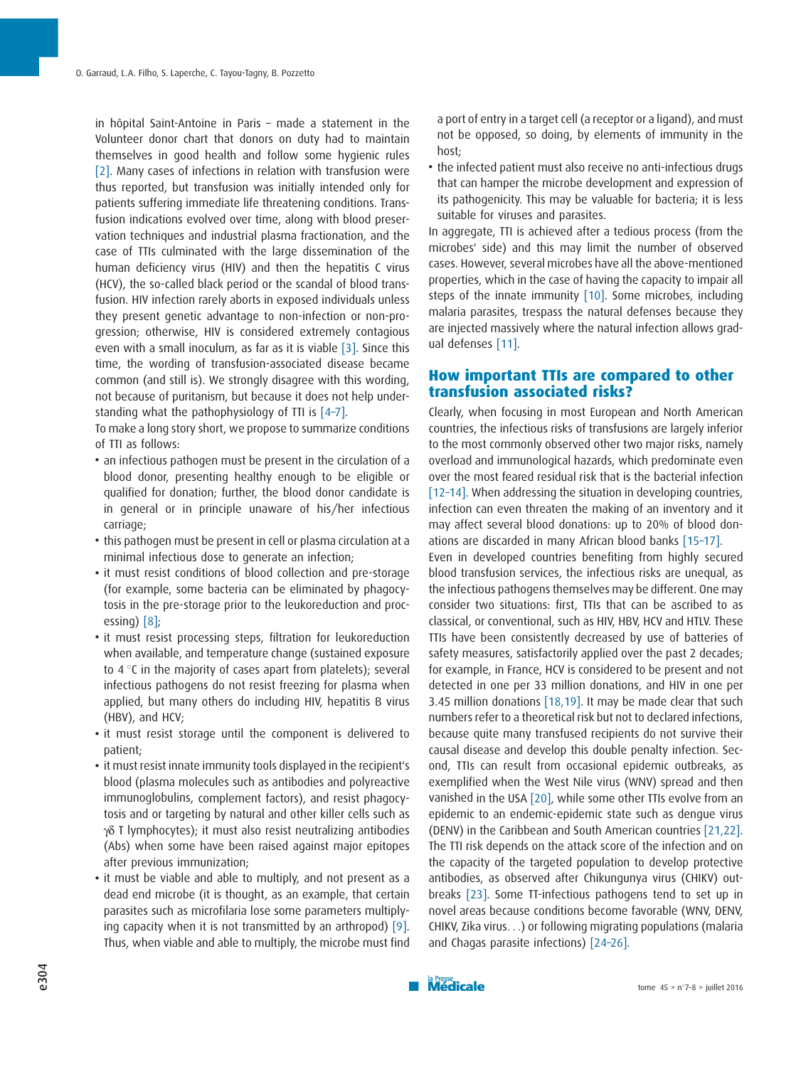in hôpital Saint-Antoine in Paris – made a statement in the Volunteer donor chart that donors on duty had to maintain themselves in good health and follow some hygienic rules [2]. Many cases of infections in relation with transfusion were thus reported, but transfusion was initially intended only for patients suffering immediate life threatening conditions. Transfusion indications evolved over time, along with blood preservation techniques and industrial plasma fractionation, and the case of TTIs culminated with the large dissemination of the human deficiency virus (HIV) and then the hepatitis C virus (HCV), the so-called black period or the scandal of blood transfusion. HIV infection rarely aborts in exposed individuals unless they present genetic advantage to non-infection or non-progression; otherwise, HIV is considered extremely contagious even with a small inoculum, as far as it is viable [3]. Since this time, the wording of transfusion-associated disease became common (and still is). We strongly disagree with this wording, not because of puritanism, but because it does not help understanding what the pathophysiology of TTI is [4–7].

To make a long story short, we propose to summarize conditions of TTI as follows:

- an infectious pathogen must be present in the circulation of a blood donor, presenting healthy enough to be eligible or qualified for donation; further, the blood donor candidate is in general or in principle unaware of his/her infectious carriage;
- this pathogen must be present in cell or plasma circulation at a minimal infectious dose to generate an infection;
- it must resist conditions of blood collection and pre-storage (for example, some bacteria can be eliminated by phagocytosis in the pre-storage prior to the leukoreduction and processing) [8];
- it must resist processing steps, filtration for leukoreduction when available, and temperature change (sustained exposure to 4 °C in the majority of cases apart from platelets); several infectious pathogens do not resist freezing for plasma when applied, but many others do including HIV, hepatitis B virus (HBV), and HCV;
- it must resist storage until the component is delivered to patient;
- it must resist innate immunity tools displayed in the recipient's blood (plasma molecules such as antibodies and polyreactive immunoglobulins, complement factors), and resist phagocytosis and or targeting by natural and other killer cells such as γδ T lymphocytes); it must also resist neutralizing antibodies (Abs) when some have been raised against major epitopes after previous immunization;
- it must be viable and able to multiply, and not present as a dead end microbe (it is thought, as an example, that certain parasites such as microfilaria lose some parameters multiplying capacity when it is not transmitted by an arthropod) [9]. Thus, when viable and able to multiply, the microbe must find a port of entry in a target cell (a receptor or a ligand), and must not be opposed, so doing, by elements of immunity in the host;
- the infected patient must also receive no anti-infectious drugs that can hamper the microbe development and expression of its pathogenicity. This may be valuable for bacteria; it is less suitable for viruses and parasites.

In aggregate, TTI is achieved after a tedious process (from the microbes' side) and this may limit the number of observed cases. However, several microbes have all the above-mentioned properties, which in the case of having the capacity to impair all steps of the innate immunity [10]. Some microbes, including malaria parasites, trespass the natural defenses because they are injected massively where the natural infection allows gradual defenses [11].

## How important TTIs are compared to other transfusion associated risks?

Clearly, when focusing in most European and North American countries, the infectious risks of transfusions are largely inferior to the most commonly observed other two major risks, namely overload and immunological hazards, which predominate even over the most feared residual risk that is the bacterial infection [12–14]. When addressing the situation in developing countries, infection can even threaten the making of an inventory and it may affect several blood donations: up to 20% of blood donations are discarded in many African blood banks [15–17].

Even in developed countries benefiting from highly secured blood transfusion services, the infectious risks are unequal, as the infectious pathogens themselves may be different. One may consider two situations: first, TTIs that can be ascribed to as classical, or conventional, such as HIV, HBV, HCV and HTLV. These TTIs have been consistently decreased by use of batteries of safety measures, satisfactorily applied over the past 2 decades; for example, in France, HCV is considered to be present and not detected in one per 33 million donations, and HIV in one per 3.45 million donations [18,19]. It may be made clear that such numbers refer to a theoretical risk but not to declared infections, because quite many transfused recipients do not survive their causal disease and develop this double penalty infection. Second, TTIs can result from occasional epidemic outbreaks, as exemplified when the West Nile virus (WNV) spread and then vanished in the USA [20], while some other TTIs evolve from an epidemic to an endemic-epidemic state such as dengue virus (DENV) in the Caribbean and South American countries [21,22]. The TTI risk depends on the attack score of the infection and on the capacity of the targeted population to develop protective antibodies, as observed after Chikungunya virus (CHIKV) outbreaks [23]. Some TT-infectious pathogens tend to set up in novel areas because conditions become favorable (WNV, DENV, CHIKV, Zika virus. . .) or following migrating populations (malaria and Chagas parasite infections) [24–26].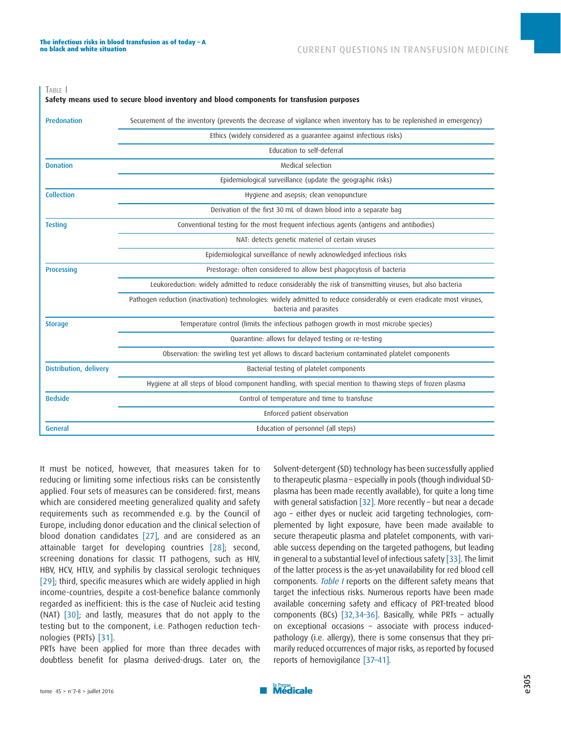Table I

**Safety means used to secure blood inventory and blood components for transfusion purposes**

| | |
|---|---|
| **Predonation** | Securement of the inventory (prevents the decrease of vigilance when inventory has to be replenished in emergency) |
| | Ethics (widely considered as a guarantee against infectious risks) |
| | Education to self-deferral |
| **Donation** | Medical selection |
| | Epidemiological surveillance (update the geographic risks) |
| **Collection** | Hygiene and asepsis; clean venopuncture |
| | Derivation of the first 30 mL of drawn blood into a separate bag |
| **Testing** | Conventional testing for the most frequent infectious agents (antigens and antibodies) |
| | NAT: detects genetic materiel of certain viruses |
| | Epidemiological surveillance of newly acknowledged infectious risks |
| **Processing** | Prestorage: often considered to allow best phagocytosis of bacteria |
| | Leukoreduction: widely admitted to reduce considerably the risk of transmitting viruses, but also bacteria |
| | Pathogen reduction (inactivation) technologies: widely admitted to reduce considerably or even eradicate most viruses, bacteria and parasites |
| **Storage** | Temperature control (limits the infectious pathogen growth in most microbe species) |
| | Quarantine: allows for delayed testing or re-testing |
| | Observation: the swirling test yet allows to discard bacterium contaminated platelet components |
| **Distribution, delivery** | Bacterial testing of platelet components |
| | Hygiene at all steps of blood component handling, with special mention to thawing steps of frozen plasma |
| **Bedside** | Control of temperature and time to transfuse |
| | Enforced patient observation |
| **General** | Education of personnel (all steps) |

It must be noticed, however, that measures taken for to reducing or limiting some infectious risks can be consistently applied. Four sets of measures can be considered: first, means which are considered meeting generalized quality and safety requirements such as recommended e.g. by the Council of Europe, including donor education and the clinical selection of blood donation candidates [27], and are considered as an attainable target for developing countries [28]; second, screening donations for classic TT pathogens, such as HIV, HBV, HCV, HTLV, and syphilis by classical serologic techniques [29]; third, specific measures which are widely applied in high income-countries, despite a cost-benefice balance commonly regarded as inefficient: this is the case of Nucleic acid testing (NAT) [30]; and lastly, measures that do not apply to the testing but to the component, i.e. Pathogen reduction technologies (PRTs) [31].

PRTs have been applied for more than three decades with doubtless benefit for plasma derived-drugs. Later on, the Solvent-detergent (SD) technology has been successfully applied to therapeutic plasma – especially in pools (though individual SD-plasma has been made recently available), for quite a long time with general satisfaction [32]. More recently – but near a decade ago – either dyes or nucleic acid targeting technologies, complemented by light exposure, have been made available to secure therapeutic plasma and platelet components, with variable success depending on the targeted pathogens, but leading in general to a substantial level of infectious safety [33]. The limit of the latter process is the as-yet unavailability for red blood cell components. *Table I* reports on the different safety means that target the infectious risks. Numerous reports have been made available concerning safety and efficacy of PRT-treated blood components (BCs) [32,34–36]. Basically, while PRTs – actually on exceptional occasions – associate with process induced-pathology (i.e. allergy), there is some consensus that they primarily reduced occurrences of major risks, as reported by focused reports of hemovigilance [37–41].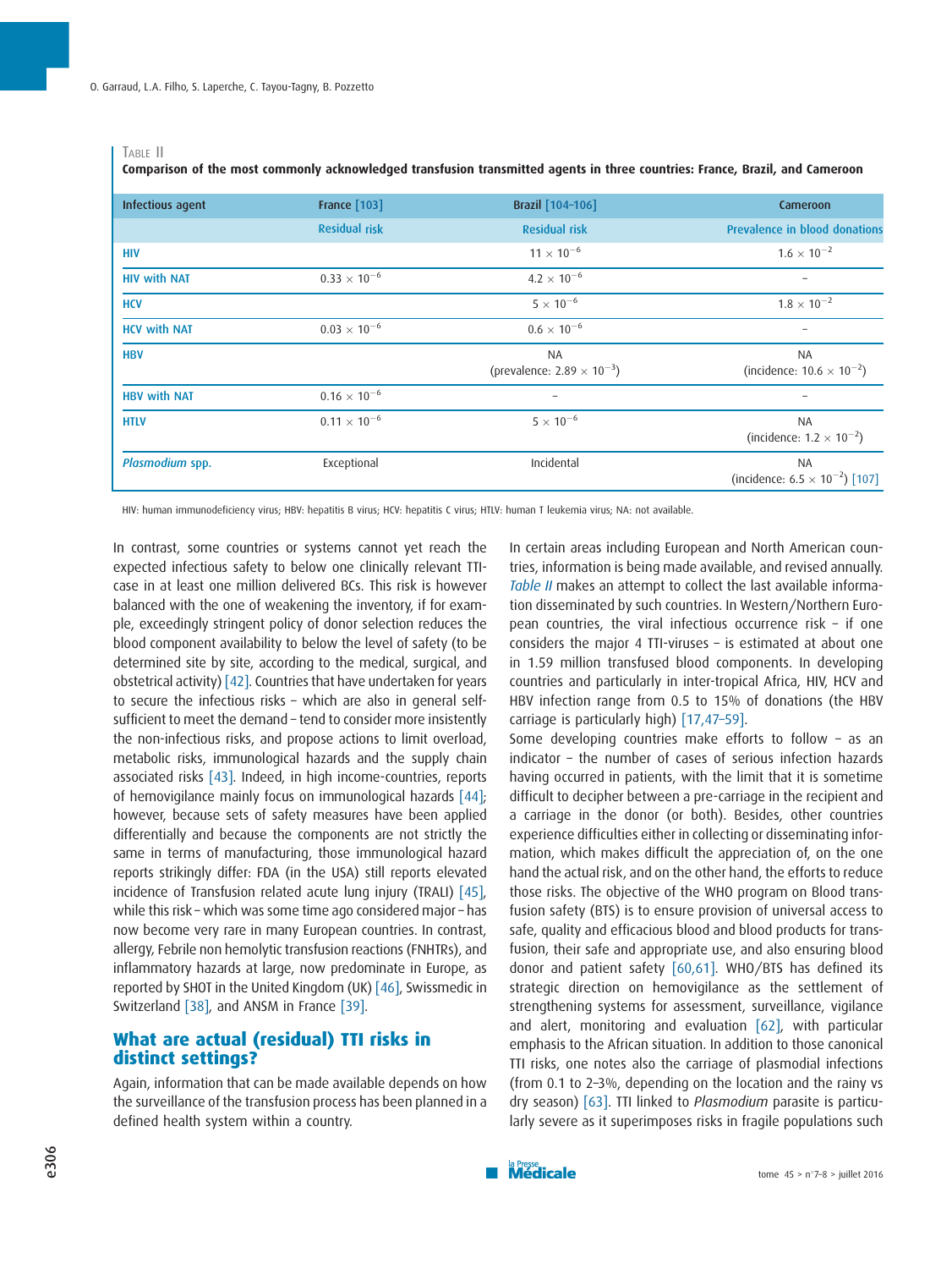Table II

**Comparison of the most commonly acknowledged transfusion transmitted agents in three countries: France, Brazil, and Cameroon**

| Infectious agent | France [103] | Brazil [104–106] | Cameroon |
|---|---|---|---|
| | Residual risk | Residual risk | Prevalence in blood donations |
| HIV | | $11 \times 10^{-6}$ | $1.6 \times 10^{-2}$ |
| HIV with NAT | $0.33 \times 10^{-6}$ | $4.2 \times 10^{-6}$ | – |
| HCV | | $5 \times 10^{-6}$ | $1.8 \times 10^{-2}$ |
| HCV with NAT | $0.03 \times 10^{-6}$ | $0.6 \times 10^{-6}$ | – |
| HBV | | NA (prevalence: $2.89 \times 10^{-3}$) | NA (incidence: $10.6 \times 10^{-2}$) |
| HBV with NAT | $0.16 \times 10^{-6}$ | – | – |
| HTLV | $0.11 \times 10^{-6}$ | $5 \times 10^{-6}$ | NA (incidence: $1.2 \times 10^{-2}$) |
| *Plasmodium* spp. | Exceptional | Incidental | NA (incidence: $6.5 \times 10^{-2}$) [107] |

HIV: human immunodeficiency virus; HBV: hepatitis B virus; HCV: hepatitis C virus; HTLV: human T leukemia virus; NA: not available.

In contrast, some countries or systems cannot yet reach the expected infectious safety to below one clinically relevant TTI-case in at least one million delivered BCs. This risk is however balanced with the one of weakening the inventory, if for example, exceedingly stringent policy of donor selection reduces the blood component availability to below the level of safety (to be determined site by site, according to the medical, surgical, and obstetrical activity) [42]. Countries that have undertaken for years to secure the infectious risks – which are also in general self-sufficient to meet the demand – tend to consider more insistently the non-infectious risks, and propose actions to limit overload, metabolic risks, immunological hazards and the supply chain associated risks [43]. Indeed, in high income-countries, reports of hemovigilance mainly focus on immunological hazards [44]; however, because sets of safety measures have been applied differentially and because the components are not strictly the same in terms of manufacturing, those immunological hazard reports strikingly differ: FDA (in the USA) still reports elevated incidence of Transfusion related acute lung injury (TRALI) [45], while this risk – which was some time ago considered major – has now become very rare in many European countries. In contrast, allergy, Febrile non hemolytic transfusion reactions (FNHTRs), and inflammatory hazards at large, now predominate in Europe, as reported by SHOT in the United Kingdom (UK) [46], Swissmedic in Switzerland [38], and ANSM in France [39].

## What are actual (residual) TTI risks in distinct settings?

Again, information that can be made available depends on how the surveillance of the transfusion process has been planned in a defined health system within a country.

In certain areas including European and North American countries, information is being made available, and revised annually. *Table II* makes an attempt to collect the last available information disseminated by such countries. In Western/Northern European countries, the viral infectious occurrence risk – if one considers the major 4 TTI-viruses – is estimated at about one in 1.59 million transfused blood components. In developing countries and particularly in inter-tropical Africa, HIV, HCV and HBV infection range from 0.5 to 15% of donations (the HBV carriage is particularly high) [17,47–59].

Some developing countries make efforts to follow – as an indicator – the number of cases of serious infection hazards having occurred in patients, with the limit that it is sometime difficult to decipher between a pre-carriage in the recipient and a carriage in the donor (or both). Besides, other countries experience difficulties either in collecting or disseminating information, which makes difficult the appreciation of, on the one hand the actual risk, and on the other hand, the efforts to reduce those risks. The objective of the WHO program on Blood transfusion safety (BTS) is to ensure provision of universal access to safe, quality and efficacious blood and blood products for transfusion, their safe and appropriate use, and also ensuring blood donor and patient safety [60,61]. WHO/BTS has defined its strategic direction on hemovigilance as the settlement of strengthening systems for assessment, surveillance, vigilance and alert, monitoring and evaluation [62], with particular emphasis to the African situation. In addition to those canonical TTI risks, one notes also the carriage of plasmodial infections (from 0.1 to 2–3%, depending on the location and the rainy vs dry season) [63]. TTI linked to *Plasmodium* parasite is particularly severe as it superimposes risks in fragile populations such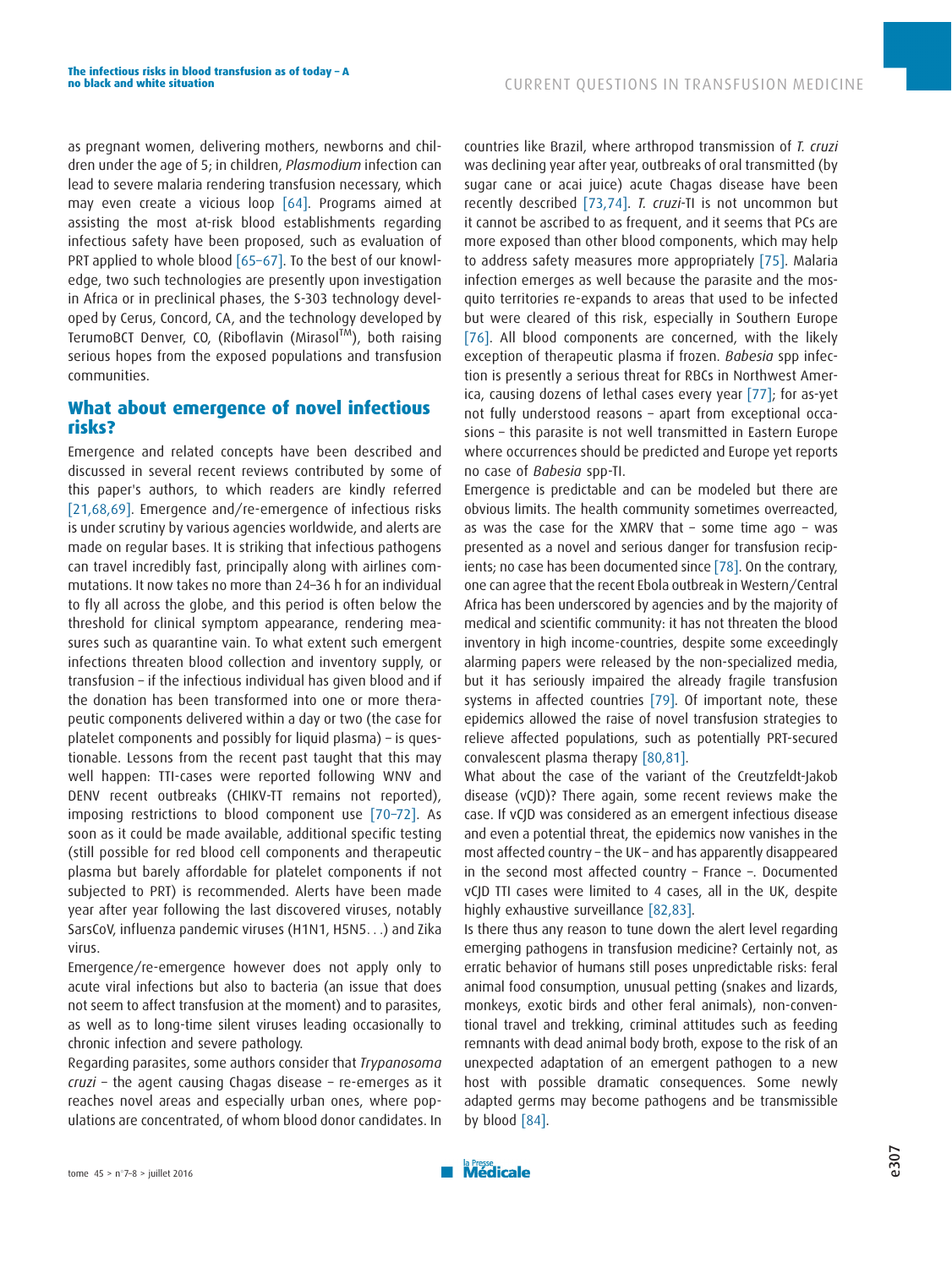as pregnant women, delivering mothers, newborns and children under the age of 5; in children, *Plasmodium* infection can lead to severe malaria rendering transfusion necessary, which may even create a vicious loop [64]. Programs aimed at assisting the most at-risk blood establishments regarding infectious safety have been proposed, such as evaluation of PRT applied to whole blood [65–67]. To the best of our knowledge, two such technologies are presently upon investigation in Africa or in preclinical phases, the S-303 technology developed by Cerus, Concord, CA, and the technology developed by TerumoBCT Denver, CO, (Riboflavin (Mirasol™), both raising serious hopes from the exposed populations and transfusion communities.

## What about emergence of novel infectious risks?

Emergence and related concepts have been described and discussed in several recent reviews contributed by some of this paper's authors, to which readers are kindly referred [21,68,69]. Emergence and/re-emergence of infectious risks is under scrutiny by various agencies worldwide, and alerts are made on regular bases. It is striking that infectious pathogens can travel incredibly fast, principally along with airlines commutations. It now takes no more than 24–36 h for an individual to fly all across the globe, and this period is often below the threshold for clinical symptom appearance, rendering measures such as quarantine vain. To what extent such emergent infections threaten blood collection and inventory supply, or transfusion – if the infectious individual has given blood and if the donation has been transformed into one or more therapeutic components delivered within a day or two (the case for platelet components and possibly for liquid plasma) – is questionable. Lessons from the recent past taught that this may well happen: TTI-cases were reported following WNV and DENV recent outbreaks (CHIKV-TT remains not reported), imposing restrictions to blood component use [70–72]. As soon as it could be made available, additional specific testing (still possible for red blood cell components and therapeutic plasma but barely affordable for platelet components if not subjected to PRT) is recommended. Alerts have been made year after year following the last discovered viruses, notably SarsCoV, influenza pandemic viruses (H1N1, H5N5...) and Zika virus.

Emergence/re-emergence however does not apply only to acute viral infections but also to bacteria (an issue that does not seem to affect transfusion at the moment) and to parasites, as well as to long-time silent viruses leading occasionally to chronic infection and severe pathology.

Regarding parasites, some authors consider that *Trypanosoma cruzi* – the agent causing Chagas disease – re-emerges as it reaches novel areas and especially urban ones, where populations are concentrated, of whom blood donor candidates. In countries like Brazil, where arthropod transmission of *T. cruzi* was declining year after year, outbreaks of oral transmitted (by sugar cane or acai juice) acute Chagas disease have been recently described [73,74]. *T. cruzi*-TI is not uncommon but it cannot be ascribed to as frequent, and it seems that PCs are more exposed than other blood components, which may help to address safety measures more appropriately [75]. Malaria infection emerges as well because the parasite and the mosquito territories re-expands to areas that used to be infected but were cleared of this risk, especially in Southern Europe [76]. All blood components are concerned, with the likely exception of therapeutic plasma if frozen. *Babesia* spp infection is presently a serious threat for RBCs in Northwest America, causing dozens of lethal cases every year [77]; for as-yet not fully understood reasons – apart from exceptional occasions – this parasite is not well transmitted in Eastern Europe where occurrences should be predicted and Europe yet reports no case of *Babesia* spp-TI.

Emergence is predictable and can be modeled but there are obvious limits. The health community sometimes overreacted, as was the case for the XMRV that – some time ago – was presented as a novel and serious danger for transfusion recipients; no case has been documented since [78]. On the contrary, one can agree that the recent Ebola outbreak in Western/Central Africa has been underscored by agencies and by the majority of medical and scientific community: it has not threaten the blood inventory in high income-countries, despite some exceedingly alarming papers were released by the non-specialized media, but it has seriously impaired the already fragile transfusion systems in affected countries [79]. Of important note, these epidemics allowed the raise of novel transfusion strategies to relieve affected populations, such as potentially PRT-secured convalescent plasma therapy [80,81].

What about the case of the variant of the Creutzfeldt-Jakob disease (vCJD)? There again, some recent reviews make the case. If vCJD was considered as an emergent infectious disease and even a potential threat, the epidemics now vanishes in the most affected country – the UK – and has apparently disappeared in the second most affected country – France –. Documented vCJD TTI cases were limited to 4 cases, all in the UK, despite highly exhaustive surveillance [82,83].

Is there thus any reason to tune down the alert level regarding emerging pathogens in transfusion medicine? Certainly not, as erratic behavior of humans still poses unpredictable risks: feral animal food consumption, unusual petting (snakes and lizards, monkeys, exotic birds and other feral animals), non-conventional travel and trekking, criminal attitudes such as feeding remnants with dead animal body broth, expose to the risk of an unexpected adaptation of an emergent pathogen to a new host with possible dramatic consequences. Some newly adapted germs may become pathogens and be transmissible by blood [84].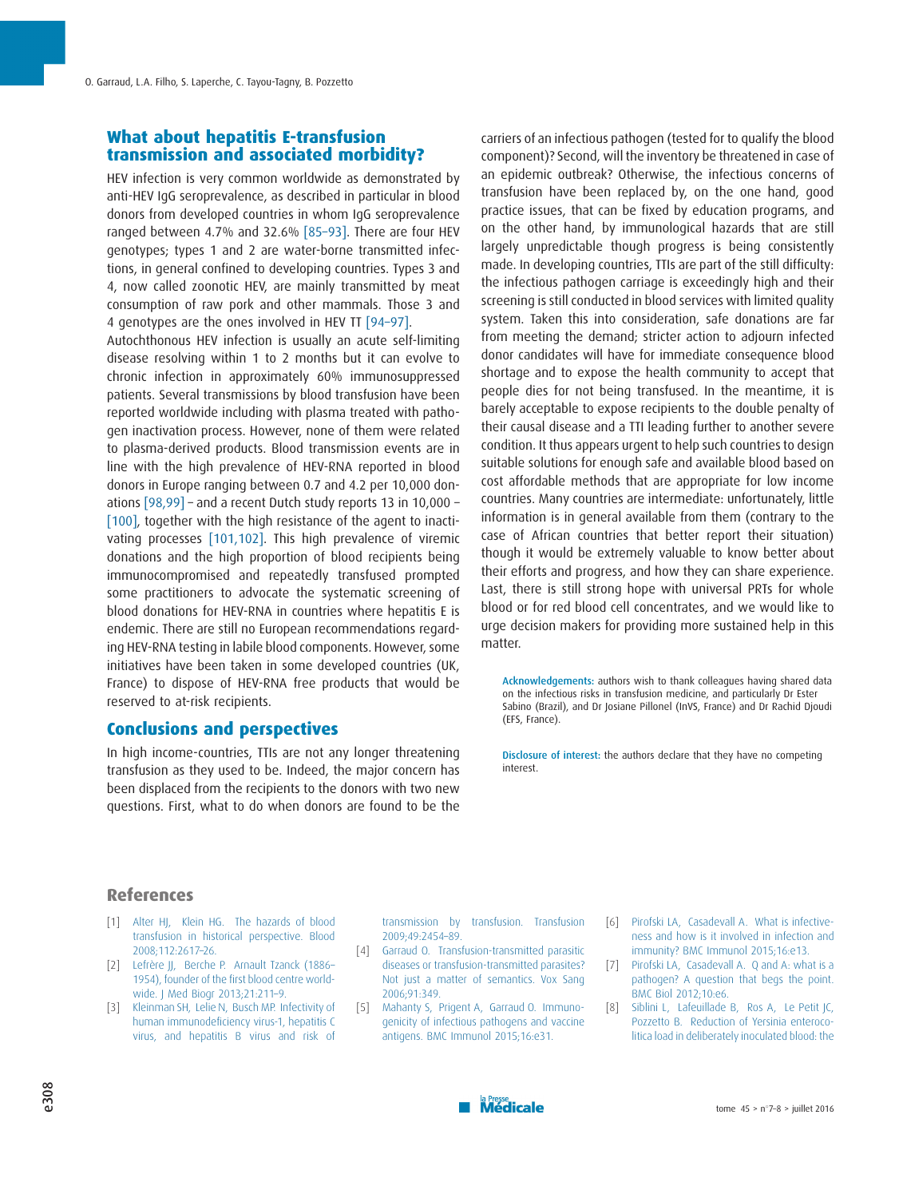## What about hepatitis E-transfusion transmission and associated morbidity?

HEV infection is very common worldwide as demonstrated by anti-HEV IgG seroprevalence, as described in particular in blood donors from developed countries in whom IgG seroprevalence ranged between 4.7% and 32.6% [85–93]. There are four HEV genotypes; types 1 and 2 are water-borne transmitted infections, in general confined to developing countries. Types 3 and 4, now called zoonotic HEV, are mainly transmitted by meat consumption of raw pork and other mammals. Those 3 and 4 genotypes are the ones involved in HEV TT [94–97].

Autochthonous HEV infection is usually an acute self-limiting disease resolving within 1 to 2 months but it can evolve to chronic infection in approximately 60% immunosuppressed patients. Several transmissions by blood transfusion have been reported worldwide including with plasma treated with pathogen inactivation process. However, none of them were related to plasma-derived products. Blood transmission events are in line with the high prevalence of HEV-RNA reported in blood donors in Europe ranging between 0.7 and 4.2 per 10,000 donations [98,99] – and a recent Dutch study reports 13 in 10,000 – [100], together with the high resistance of the agent to inactivating processes [101,102]. This high prevalence of viremic donations and the high proportion of blood recipients being immunocompromised and repeatedly transfused prompted some practitioners to advocate the systematic screening of blood donations for HEV-RNA in countries where hepatitis E is endemic. There are still no European recommendations regarding HEV-RNA testing in labile blood components. However, some initiatives have been taken in some developed countries (UK, France) to dispose of HEV-RNA free products that would be reserved to at-risk recipients.

## Conclusions and perspectives

In high income-countries, TTIs are not any longer threatening transfusion as they used to be. Indeed, the major concern has been displaced from the recipients to the donors with two new questions. First, what to do when donors are found to be the carriers of an infectious pathogen (tested for to qualify the blood component)? Second, will the inventory be threatened in case of an epidemic outbreak? Otherwise, the infectious concerns of transfusion have been replaced by, on the one hand, good practice issues, that can be fixed by education programs, and on the other hand, by immunological hazards that are still largely unpredictable though progress is being consistently made. In developing countries, TTIs are part of the still difficulty: the infectious pathogen carriage is exceedingly high and their screening is still conducted in blood services with limited quality system. Taken this into consideration, safe donations are far from meeting the demand; stricter action to adjourn infected donor candidates will have for immediate consequence blood shortage and to expose the health community to accept that people dies for not being transfused. In the meantime, it is barely acceptable to expose recipients to the double penalty of their causal disease and a TTI leading further to another severe condition. It thus appears urgent to help such countries to design suitable solutions for enough safe and available blood based on cost affordable methods that are appropriate for low income countries. Many countries are intermediate: unfortunately, little information is in general available from them (contrary to the case of African countries that better report their situation) though it would be extremely valuable to know better about their efforts and progress, and how they can share experience. Last, there is still strong hope with universal PRTs for whole blood or for red blood cell concentrates, and we would like to urge decision makers for providing more sustained help in this matter.

**Acknowledgements:** authors wish to thank colleagues having shared data on the infectious risks in transfusion medicine, and particularly Dr Ester Sabino (Brazil), and Dr Josiane Pillonel (InVS, France) and Dr Rachid Djoudi (EFS, France).

**Disclosure of interest:** the authors declare that they have no competing interest.

## References

[1] Alter HJ, Klein HG. The hazards of blood transfusion in historical perspective. Blood 2008;112:2617–26.

[2] Lefrère JJ, Berche P. Arnault Tzanck (1886–1954), founder of the first blood centre worldwide. J Med Biogr 2013;21:211–9.

[3] Kleinman SH, Lelie N, Busch MP. Infectivity of human immunodeficiency virus-1, hepatitis C virus, and hepatitis B virus and risk of transmission by transfusion. Transfusion 2009;49:2454–89.

[4] Garraud O. Transfusion-transmitted parasitic diseases or transfusion-transmitted parasites? Not just a matter of semantics. Vox Sang 2006;91:349.

[5] Mahanty S, Prigent A, Garraud O. Immunogenicity of infectious pathogens and vaccine antigens. BMC Immunol 2015;16:e31.

[6] Pirofski LA, Casadevall A. What is infectiveness and how is it involved in infection and immunity? BMC Immunol 2015;16:e13.

[7] Pirofski LA, Casadevall A. Q and A: what is a pathogen? A question that begs the point. BMC Biol 2012;10:e6.

[8] Siblini L, Lafeuillade B, Ros A, Le Petit JC, Pozzetto B. Reduction of Yersinia enterocolitica load in deliberately inoculated blood: the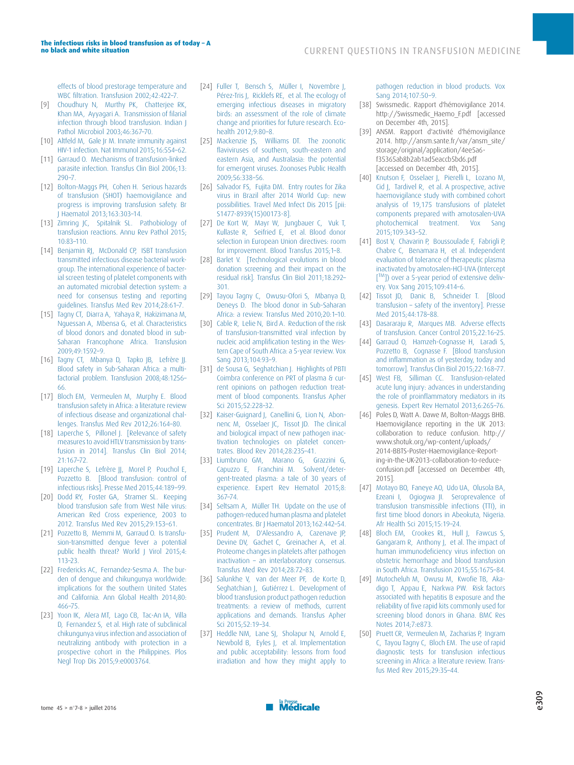effects of blood prestorage temperature and WBC filtration. Transfusion 2002;42:422–7.

[9] Choudhury N, Murthy PK, Chatterjee RK, Khan MA, Ayyagari A. Transmission of filarial infection through blood transfusion. Indian J Pathol Microbiol 2003;46:367–70.

[10] Altfeld M, Gale Jr M. Innate immunity against HIV-1 infection. Nat Immunol 2015;16:554–62.

[11] Garraud O. Mechanisms of transfusion-linked parasite infection. Transfus Clin Biol 2006;13: 290–7.

[12] Bolton-Maggs PH, Cohen H. Serious hazards of transfusion (SHOT) haemovigilance and progress is improving transfusion safety. Br J Haematol 2013;163:303–14.

[13] Zimring JC, Spitalnik SL. Pathobiology of transfusion reactions. Annu Rev Pathol 2015; 10:83–110.

[14] Benjamin RJ, McDonald CP, ISBT transfusion transmitted infectious disease bacterial workgroup. The international experience of bacterial screen testing of platelet components with an automated microbial detection system: a need for consensus testing and reporting guidelines. Transfus Med Rev 2014;28:61–7.

[15] Tagny CT, Diarra A, Yahaya R, Hakizimana M, Nguessan A, Mbensa G, et al. Characteristics of blood donors and donated blood in sub-Saharan Francophone Africa. Transfusion 2009;49:1592–9.

[16] Tagny CT, Mbanya D, Tapko JB, Lefrère JJ. Blood safety in Sub-Saharan Africa: a multifactorial problem. Transfusion 2008;48:1256–66.

[17] Bloch EM, Vermeulen M, Murphy E. Blood transfusion safety in Africa: a literature review of infectious disease and organizational challenges. Transfus Med Rev 2012;26:164–80.

[18] Laperche S, Pillonel J. [Relevance of safety measures to avoid HTLV transmission by transfusion in 2014]. Transfus Clin Biol 2014; 21:167–72.

[19] Laperche S, Lefrère JJ, Morel P, Pouchol E, Pozzetto B. [Blood transfusion: control of infectious risks]. Presse Med 2015;44:189–99.

[20] Dodd RY, Foster GA, Stramer SL. Keeping blood transfusion safe from West Nile virus: American Red Cross experience, 2003 to 2012. Transfus Med Rev 2015;29:153–61.

[21] Pozzetto B, Memmi M, Garraud O. Is transfusion-transmitted dengue fever a potential public health threat? World J Virol 2015;4: 113–23.

[22] Fredericks AC, Fernandez-Sesma A. The burden of dengue and chikungunya worldwide: implications for the southern United States and California. Ann Global Health 2014;80: 466–75.

[23] Yoon IK, Alera MT, Lago CB, Tac-An IA, Villa D, Fernandez S, et al. High rate of subclinical chikungunya virus infection and association of neutralizing antibody with protection in a prospective cohort in the Philippines. Plos Negl Trop Dis 2015;9:e0003764.

[24] Fuller T, Bensch S, Müller I, Novembre J, Pérez-Tris J, Ricklefs RE, et al. The ecology of emerging infectious diseases in migratory birds: an assessment of the role of climate change and priorities for future research. Ecohealth 2012;9:80–8.

[25] Mackenzie JS, Williams DT. The zoonotic flaviviruses of southern, south-eastern and eastern Asia, and Australasia: the potential for emergent viruses. Zoonoses Public Health 2009;56:338–56.

[26] Salvador FS, Fujita DM. Entry routes for Zika virus in Brazil after 2014 World Cup: new possibilities. Travel Med Infect Dis 2015 [pii: S1477-8939(15)00173-8].

[27] De Kort W, Mayr W, Jungbauer C, Vuk T, Kullaste R, Seifried E, et al. Blood donor selection in European Union directives: room for improvement. Blood Transfus 2015;1–8.

[28] Barlet V. [Technological evolutions in blood donation screening and their impact on the residual risk]. Transfus Clin Biol 2011;18:292–301.

[29] Tayou Tagny C, Owusu-Ofori S, Mbanya D, Deneys D. The blood donor in Sub-Saharan Africa: a review. Transfus Med 2010;20:1–10.

[30] Cable R, Lelie N, Bird A. Reduction of the risk of transfusion-transmitted viral infection by nucleic acid amplification testing in the Western Cape of South Africa: a 5-year review. Vox Sang 2013;104:93–9.

[31] de Sousa G, Seghatchian J. Highlights of PBTI Coimbra conference on PRT of plasma & current opinions on pathogen reduction treatment of blood components. Transfus Apher Sci 2015;52:228–32.

[32] Kaiser-Guignard J, Canellini G, Lion N, Abonnenc M, Osselaer JC, Tissot JD. The clinical and biological impact of new pathogen inactivation technologies on platelet concentrates. Blood Rev 2014;28:235–41.

[33] Liumbruno GM, Marano G, Grazzini G, Capuzzo E, Franchini M. Solvent/detergent-treated plasma: a tale of 30 years of experience. Expert Rev Hematol 2015;8: 367–74.

[34] Seltsam A, Müller TH. Update on the use of pathogen-reduced human plasma and platelet concentrates. Br J Haematol 2013;162:442–54.

[35] Prudent M, D'Alessandro A, Cazenave JP, Devine DV, Gachet C, Greinacher A, et al. Proteome changes in platelets after pathogen inactivation – an interlaboratory consensus. Transfus Med Rev 2014;28:72–83.

[36] Salunkhe V, van der Meer PF, de Korte D, Seghatchian J, Gutiérrez L. Development of blood transfusion product pathogen reduction treatments: a review of methods, current applications and demands. Transfus Apher Sci 2015;52:19–34.

[37] Heddle NM, Lane SJ, Sholapur N, Arnold E, Newbold B, Eyles J, et al. Implementation and public acceptability: lessons from food irradiation and how they might apply to pathogen reduction in blood products. Vox Sang 2014;107:50–9.

[38] Swissmedic. Rapport d'hémovigilance 2014. http://Swissmedic_Haemo_F.pdf [accessed on December 4th, 2015].

[39] ANSM. Rapport d'activité d'hémovigilance 2014. http://ansm.sante.fr/var/ansm_site/storage/original/application/4ee5a6-f35365ab8b2ab1ad5eaccb5bd6.pdf [accessed on December 4th, 2015].

[40] Knutson F, Osselaer J, Pierelli L, Lozano M, Cid J, Tardivel R, et al. A prospective, active haemovigilance study with combined cohort analysis of 19,175 transfusions of platelet components prepared with amotosalen-UVA photochemical treatment. Vox Sang 2015;109:343–52.

[41] Bost V, Chavarin P, Boussoulade F, Fabrigli P, Chabre C, Benamara H, et al. Independent evaluation of tolerance of therapeutic plasma inactivated by amotosalen-HCl-UVA (Intercept [TM]) over a 5-year period of extensive delivery. Vox Sang 2015;109:414–6.

[42] Tissot JD, Danic B, Schneider T. [Blood transfusion – safety of the inventory]. Presse Med 2015;44:178–88.

[43] Dasararaju R, Marques MB. Adverse effects of transfusion. Cancer Control 2015;22:16–25.

[44] Garraud O, Hamzeh-Cognasse H, Laradi S, Pozzetto B, Cognasse F. [Blood transfusion and inflammation as of yesterday, today and tomorrow]. Transfus Clin Biol 2015;22:168–77.

[45] West FB, Silliman CC. Transfusion-related acute lung injury: advances in understanding the role of proinflammatory mediators in its genesis. Expert Rev Hematol 2013;6:265–76.

[46] Poles D, Watt A. Dawe M, Bolton-Maggs BHB. Haemovigilance reporting in the UK 2013: collaboration to reduce confusion. http://www.shotuk.org/wp-content/uploads/2014-BBTS-Poster-Haemovigilance-Report-ing-in-the-UK-2013-collaboration-to-reduce-confusion.pdf [accessed on December 4th, 2015].

[47] Motayo BO, Faneye AO, Udo UA, Olusola BA, Ezeani I, Ogiogwa JI. Seroprevalence of transfusion transmissible infections (TTI), in first time blood donors in Abeokuta, Nigeria. Afr Health Sci 2015;15:19–24.

[48] Bloch EM, Crookes RL, Hull J, Fawcus S, Gangaram R, Anthony J, et al. The impact of human immunodeficiency virus infection on obstetric hemorrhage and blood transfusion in South Africa. Transfusion 2015;55:1675–84.

[49] Mutocheluh M, Owusu M, Kwofie TB, Akadigo T, Appau E, Narkwa PW. Risk factors associated with hepatitis B exposure and the reliability of five rapid kits commonly used for screening blood donors in Ghana. BMC Res Notes 2014;7:e873.

[50] Pruett CR, Vermeulen M, Zacharias P, Ingram C, Tayou Tagny C, Bloch EM. The use of rapid diagnostic tests for transfusion infectious screening in Africa: a literature review. Transfus Med Rev 2015;29:35–44.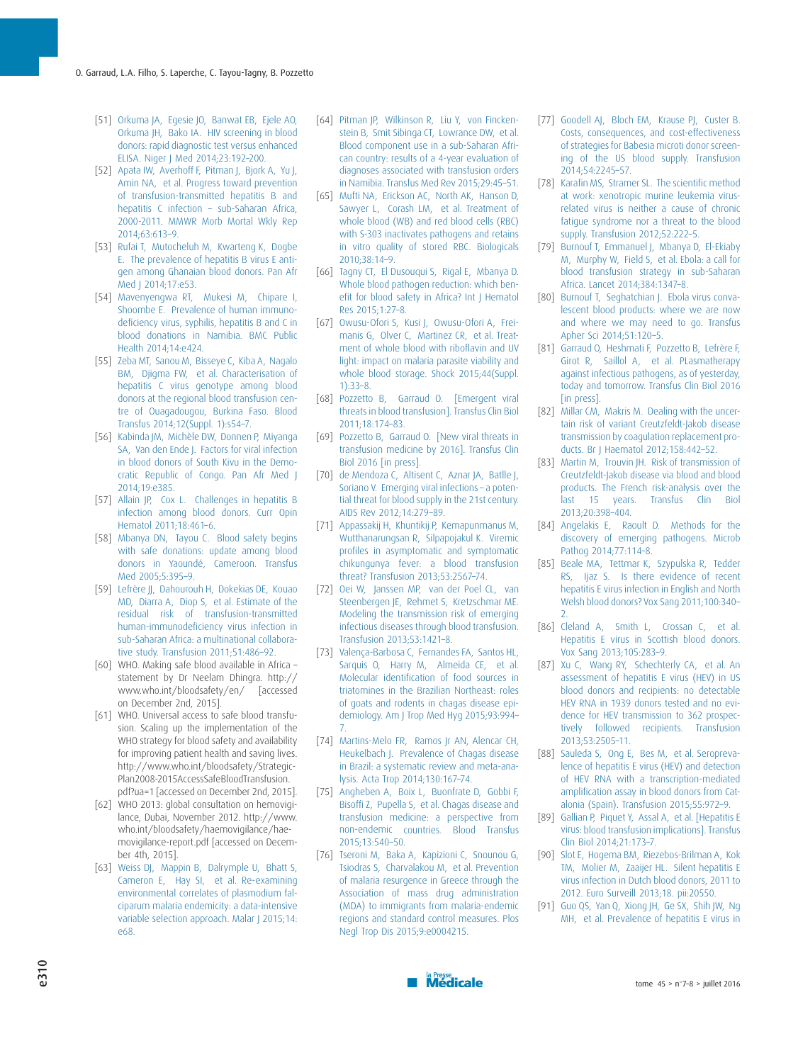[51] Orkuma JA, Egesie JO, Banwat EB, Ejele AO, Orkuma JH, Bako IA. HIV screening in blood donors: rapid diagnostic test versus enhanced ELISA. Niger J Med 2014;23:192–200.

[52] Apata IW, Averhoff F, Pitman J, Bjork A, Yu J, Amin NA, et al. Progress toward prevention of transfusion-transmitted hepatitis B and hepatitis C infection – sub-Saharan Africa, 2000-2011. MMWR Morb Mortal Wkly Rep 2014;63:613–9.

[53] Rufai T, Mutocheluh M, Kwarteng K, Dogbe E. The prevalence of hepatitis B virus E antigen among Ghanaian blood donors. Pan Afr Med J 2014;17:e53.

[54] Mavenyengwa RT, Mukesi M, Chipare I, Shoombe E. Prevalence of human immunodeficiency virus, syphilis, hepatitis B and C in blood donations in Namibia. BMC Public Health 2014;14:e424.

[55] Zeba MT, Sanou M, Bisseye C, Kiba A, Nagalo BM, Djigma FW, et al. Characterisation of hepatitis C virus genotype among blood donors at the regional blood transfusion centre of Ouagadougou, Burkina Faso. Blood Transfus 2014;12(Suppl. 1):s54–7.

[56] Kabinda JM, Michèle DW, Donnen P, Miyanga SA, Van den Ende J. Factors for viral infection in blood donors of South Kivu in the Democratic Republic of Congo. Pan Afr Med J 2014;19:e385.

[57] Allain JP, Cox L. Challenges in hepatitis B infection among blood donors. Curr Opin Hematol 2011;18:461–6.

[58] Mbanya DN, Tayou C. Blood safety begins with safe donations: update among blood donors in Yaoundé, Cameroon. Transfus Med 2005;5:395–9.

[59] Lefrère JJ, Dahourouh H, Dokekias DE, Kouao MD, Diarra A, Diop S, et al. Estimate of the residual risk of transfusion-transmitted human-immunodeficiency virus infection in sub-Saharan Africa: a multinational collaborative study. Transfusion 2011;51:486–92.

[60] WHO. Making safe blood available in Africa – statement by Dr Neelam Dhingra. http://www.who.int/bloodsafety/en/ [accessed on December 2nd, 2015].

[61] WHO. Universal access to safe blood transfusion. Scaling up the implementation of the WHO strategy for blood safety and availability for improving patient health and saving lives. http://www.who.int/bloodsafety/StrategicPlan2008-2015AccessSafeBloodTransfusion.pdf?ua=1 [accessed on December 2nd, 2015].

[62] WHO 2013: global consultation on hemovigilance, Dubai, November 2012. http://www.who.int/bloodsafety/haemovigilance/haemovigilance-report.pdf [accessed on December 4th, 2015].

[63] Weiss DJ, Mappin B, Dalrymple U, Bhatt S, Cameron E, Hay SI, et al. Re-examining environmental correlates of plasmodium falciparum malaria endemicity: a data-intensive variable selection approach. Malar J 2015;14:e68.

[64] Pitman JP, Wilkinson R, Liu Y, von Finckenstein B, Smit Sibinga CT, Lowrance DW, et al. Blood component use in a sub-Saharan African country: results of a 4-year evaluation of diagnoses associated with transfusion orders in Namibia. Transfus Med Rev 2015;29:45–51.

[65] Mufti NA, Erickson AC, North AK, Hanson D, Sawyer L, Corash LM, et al. Treatment of whole blood (WB) and red blood cells (RBC) with S-303 inactivates pathogens and retains in vitro quality of stored RBC. Biologicals 2010;38:14–9.

[66] Tagny CT, El Dusouqui S, Rigal E, Mbanya D. Whole blood pathogen reduction: which benefit for blood safety in Africa? Int J Hematol Res 2015;1:27–8.

[67] Owusu-Ofori S, Kusi J, Owusu-Ofori A, Freimanis G, Olver C, Martinez CR, et al. Treatment of whole blood with riboflavin and UV light: impact on malaria parasite viability and whole blood storage. Shock 2015;44(Suppl. 1):33–8.

[68] Pozzetto B, Garraud O. [Emergent viral threats in blood transfusion]. Transfus Clin Biol 2011;18:174–83.

[69] Pozzetto B, Garraud O. [New viral threats in transfusion medicine by 2016]. Transfus Clin Biol 2016 [in press].

[70] de Mendoza C, Altisent C, Aznar JA, Batlle J, Soriano V. Emerging viral infections – a potential threat for blood supply in the 21st century. AIDS Rev 2012;14:279–89.

[71] Appassakij H, Khuntikij P, Kemapunmanus M, Wutthanarungsan R, Silpapojakul K. Viremic profiles in asymptomatic and symptomatic chikungunya fever: a blood transfusion threat? Transfusion 2013;53:2567–74.

[72] Oei W, Janssen MP, van der Poel CL, van Steenbergen JE, Rehmet S, Kretzschmar ME. Modeling the transmission risk of emerging infectious diseases through blood transfusion. Transfusion 2013;53:1421–8.

[73] Valença-Barbosa C, Fernandes FA, Santos HL, Sarquis O, Harry M, Almeida CE, et al. Molecular identification of food sources in triatomines in the Brazilian Northeast: roles of goats and rodents in chagas disease epidemiology. Am J Trop Med Hyg 2015;93:994–7.

[74] Martins-Melo FR, Ramos Jr AN, Alencar CH, Heukelbach J. Prevalence of Chagas disease in Brazil: a systematic review and meta-analysis. Acta Trop 2014;130:167–74.

[75] Angheben A, Boix L, Buonfrate D, Gobbi F, Bisoffi Z, Pupella S, et al. Chagas disease and transfusion medicine: a perspective from non-endemic countries. Blood Transfus 2015;13:540–50.

[76] Tseroni M, Baka A, Kapizioni C, Snounou G, Tsiodras S, Charvalakou M, et al. Prevention of malaria resurgence in Greece through the Association of mass drug administration (MDA) to immigrants from malaria-endemic regions and standard control measures. Plos Negl Trop Dis 2015;9:e0004215.

[77] Goodell AJ, Bloch EM, Krause PJ, Custer B. Costs, consequences, and cost-effectiveness of strategies for Babesia microti donor screening of the US blood supply. Transfusion 2014;54:2245–57.

[78] Karafin MS, Stramer SL. The scientific method at work: xenotropic murine leukemia virus-related virus is neither a cause of chronic fatigue syndrome nor a threat to the blood supply. Transfusion 2012;52:222–5.

[79] Burnouf T, Emmanuel J, Mbanya D, El-Ekiaby M, Murphy W, Field S, et al. Ebola: a call for blood transfusion strategy in sub-Saharan Africa. Lancet 2014;384:1347–8.

[80] Burnouf T, Seghatchian J. Ebola virus convalescent blood products: where we are now and where we may need to go. Transfus Apher Sci 2014;51:120–5.

[81] Garraud O, Heshmati F, Pozzetto B, Lefrère F, Girot R, Saillol A, et al. PLasmatherapy against infectious pathogens, as of yesterday, today and tomorrow. Transfus Clin Biol 2016 [in press].

[82] Millar CM, Makris M. Dealing with the uncertain risk of variant Creutzfeldt-Jakob disease transmission by coagulation replacement products. Br J Haematol 2012;158:442–52.

[83] Martin M, Trouvin JH. Risk of transmission of Creutzfeldt-Jakob disease via blood and blood products. The French risk-analysis over the last 15 years. Transfus Clin Biol 2013;20:398–404.

[84] Angelakis E, Raoult D. Methods for the discovery of emerging pathogens. Microb Pathog 2014;77:114–8.

[85] Beale MA, Tettmar K, Szypulska R, Tedder RS, Ijaz S. Is there evidence of recent hepatitis E virus infection in English and North Welsh blood donors? Vox Sang 2011;100:340–2.

[86] Cleland A, Smith L, Crossan C, et al. Hepatitis E virus in Scottish blood donors. Vox Sang 2013;105:283–9.

[87] Xu C, Wang RY, Schechterly CA, et al. An assessment of hepatitis E virus (HEV) in US blood donors and recipients: no detectable HEV RNA in 1939 donors tested and no evidence for HEV transmission to 362 prospectively followed recipients. Transfusion 2013;53:2505–11.

[88] Sauleda S, Ong E, Bes M, et al. Seroprevalence of hepatitis E virus (HEV) and detection of HEV RNA with a transcription-mediated amplification assay in blood donors from Catalonia (Spain). Transfusion 2015;55:972–9.

[89] Gallian P, Piquet Y, Assal A, et al. [Hepatitis E virus: blood transfusion implications]. Transfus Clin Biol 2014;21:173–7.

[90] Slot E, Hogema BM, Riezebos-Brilman A, Kok TM, Molier M, Zaaijer HL. Silent hepatitis E virus infection in Dutch blood donors, 2011 to 2012. Euro Surveill 2013;18. pii:20550.

[91] Guo QS, Yan Q, Xiong JH, Ge SX, Shih JW, Ng MH, et al. Prevalence of hepatitis E virus in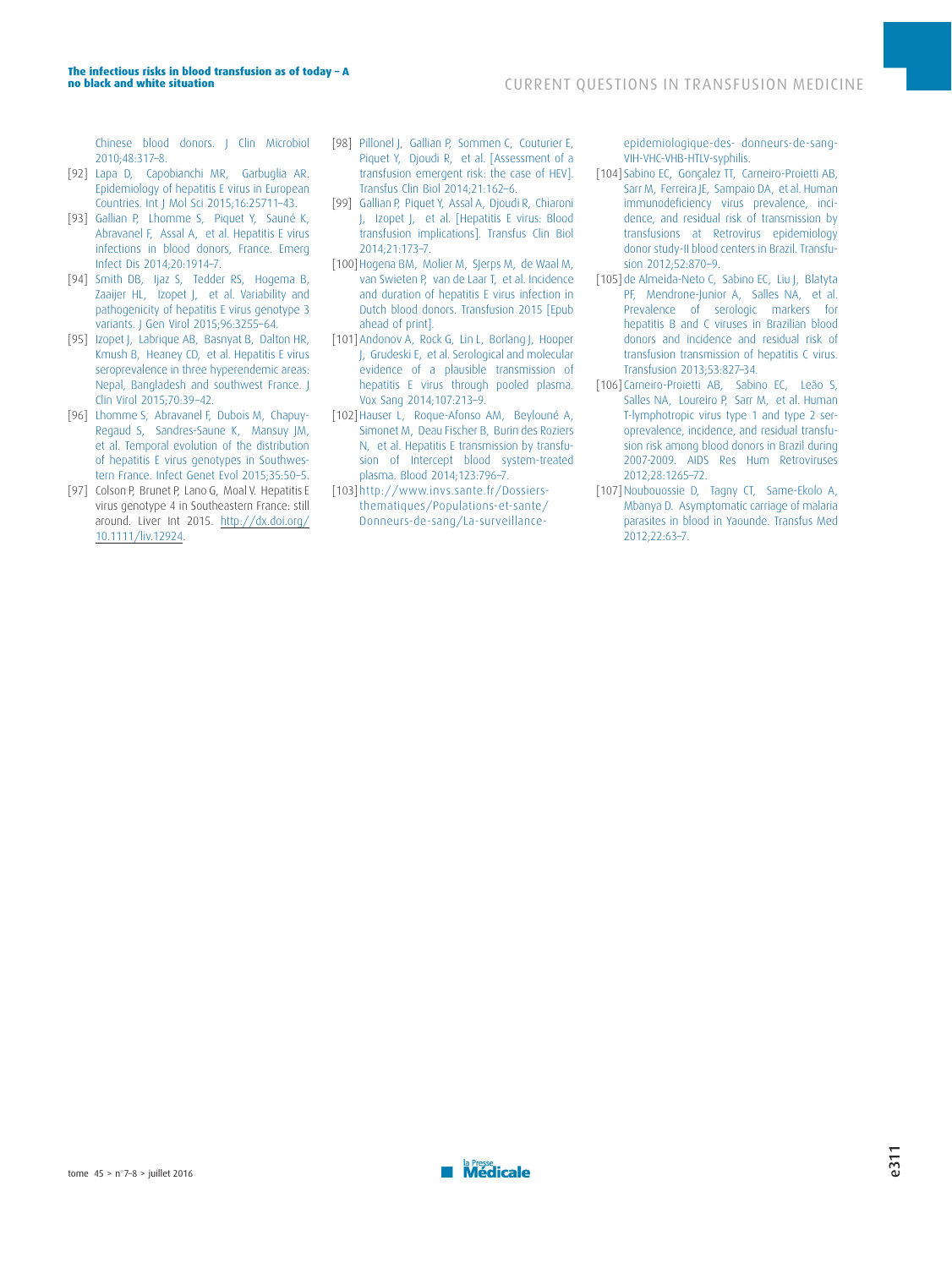Chinese blood donors. J Clin Microbiol 2010;48:317–8.

[92] Lapa D, Capobianchi MR, Garbuglia AR. Epidemiology of hepatitis E virus in European Countries. Int J Mol Sci 2015;16:25711–43.

[93] Gallian P, Lhomme S, Piquet Y, Sauné K, Abravanel F, Assal A, et al. Hepatitis E virus infections in blood donors, France. Emerg Infect Dis 2014;20:1914–7.

[94] Smith DB, Ijaz S, Tedder RS, Hogema B, Zaaijer HL, Izopet J, et al. Variability and pathogenicity of hepatitis E virus genotype 3 variants. J Gen Virol 2015;96:3255–64.

[95] Izopet J, Labrique AB, Basnyat B, Dalton HR, Kmush B, Heaney CD, et al. Hepatitis E virus seroprevalence in three hyperendemic areas: Nepal, Bangladesh and southwest France. J Clin Virol 2015;70:39–42.

[96] Lhomme S, Abravanel F, Dubois M, Chapuy-Regaud S, Sandres-Saune K, Mansuy JM, et al. Temporal evolution of the distribution of hepatitis E virus genotypes in Southwestern France. Infect Genet Evol 2015;35:50–5.

[97] Colson P, Brunet P, Lano G, Moal V. Hepatitis E virus genotype 4 in Southeastern France: still around. Liver Int 2015. http://dx.doi.org/10.1111/liv.12924.

[98] Pillonel J, Gallian P, Sommen C, Couturier E, Piquet Y, Djoudi R, et al. [Assessment of a transfusion emergent risk: the case of HEV]. Transfus Clin Biol 2014;21:162–6.

[99] Gallian P, Piquet Y, Assal A, Djoudi R, Chiaroni J, Izopet J, et al. [Hepatitis E virus: Blood transfusion implications]. Transfus Clin Biol 2014;21:173–7.

[100] Hogena BM, Molier M, SJerps M, de Waal M, van Swieten P, van de Laar T, et al. Incidence and duration of hepatitis E virus infection in Dutch blood donors. Transfusion 2015 [Epub ahead of print].

[101] Andonov A, Rock G, Lin L, Borlang J, Hooper J, Grudeski E, et al. Serological and molecular evidence of a plausible transmission of hepatitis E virus through pooled plasma. Vox Sang 2014;107:213–9.

[102] Hauser L, Roque-Afonso AM, Beylouné A, Simonet M, Deau Fischer B, Burin des Roziers N, et al. Hepatitis E transmission by transfusion of Intercept blood system-treated plasma. Blood 2014;123:796–7.

[103] http://www.invs.sante.fr/Dossiers-thematiques/Populations-et-sante/Donneurs-de-sang/La-surveillance-epidemiologique-des- donneurs-de-sang-VIH-VHC-VHB-HTLV-syphilis.

[104] Sabino EC, Gonçalez TT, Carneiro-Proietti AB, Sarr M, Ferreira JE, Sampaio DA, et al. Human immunodeficiency virus prevalence, incidence, and residual risk of transmission by transfusions at Retrovirus epidemiology donor study-II blood centers in Brazil. Transfusion 2012;52:870–9.

[105] de Almeida-Neto C, Sabino EC, Liu J, Blatyta PF, Mendrone-Junior A, Salles NA, et al. Prevalence of serologic markers for hepatitis B and C viruses in Brazilian blood donors and incidence and residual risk of transfusion transmission of hepatitis C virus. Transfusion 2013;53:827–34.

[106] Carneiro-Proietti AB, Sabino EC, Leão S, Salles NA, Loureiro P, Sarr M, et al. Human T-lymphotropic virus type 1 and type 2 seroprevalence, incidence, and residual transfusion risk among blood donors in Brazil during 2007-2009. AIDS Res Hum Retroviruses 2012;28:1265–72.

[107] Noubouossie D, Tagny CT, Same-Ekolo A, Mbanya D. Asymptomatic carriage of malaria parasites in blood in Yaounde. Transfus Med 2012;22:63–7.